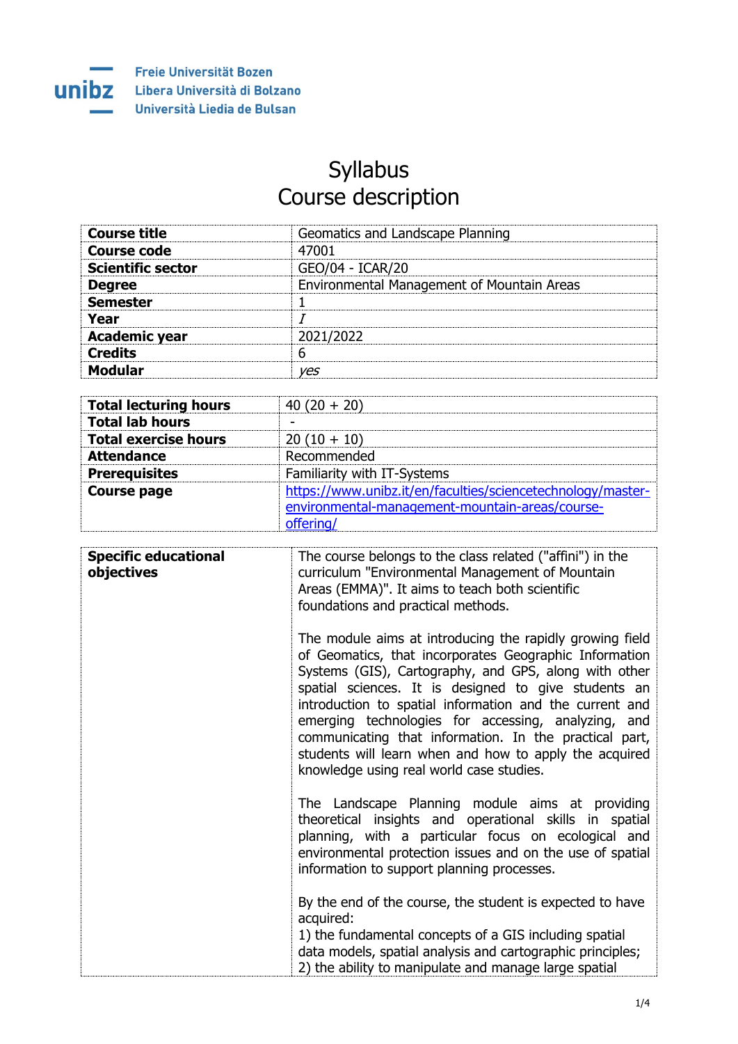Freie Universität Bozen
Libera Università di Bolzano
Università Liedia de Bulsan

# Syllabus
# Course description

| Course title | Geomatics and Landscape Planning |
|---|---|
| Course code | 47001 |
| Scientific sector | GEO/04 - ICAR/20 |
| Degree | Environmental Management of Mountain Areas |
| Semester | 1 |
| Year | *I* |
| Academic year | 2021/2022 |
| Credits | 6 |
| Modular | *yes* |

| Total lecturing hours | 40 (20 + 20) |
|---|---|
| Total lab hours | - |
| Total exercise hours | 20 (10 + 10) |
| Attendance | Recommended |
| Prerequisites | Familiarity with IT-Systems |
| Course page | https://www.unibz.it/en/faculties/sciencetechnology/master-environmental-management-mountain-areas/course-offering/ |

| Specific educational objectives | The course belongs to the class related ("affini") in the curriculum "Environmental Management of Mountain Areas (EMMA)". It aims to teach both scientific foundations and practical methods.<br><br>The module aims at introducing the rapidly growing field of Geomatics, that incorporates Geographic Information Systems (GIS), Cartography, and GPS, along with other spatial sciences. It is designed to give students an introduction to spatial information and the current and emerging technologies for accessing, analyzing, and communicating that information. In the practical part, students will learn when and how to apply the acquired knowledge using real world case studies.<br><br>The Landscape Planning module aims at providing theoretical insights and operational skills in spatial planning, with a particular focus on ecological and environmental protection issues and on the use of spatial information to support planning processes.<br><br>By the end of the course, the student is expected to have acquired:<br>1) the fundamental concepts of a GIS including spatial data models, spatial analysis and cartographic principles;<br>2) the ability to manipulate and manage large spatial |
|---|---|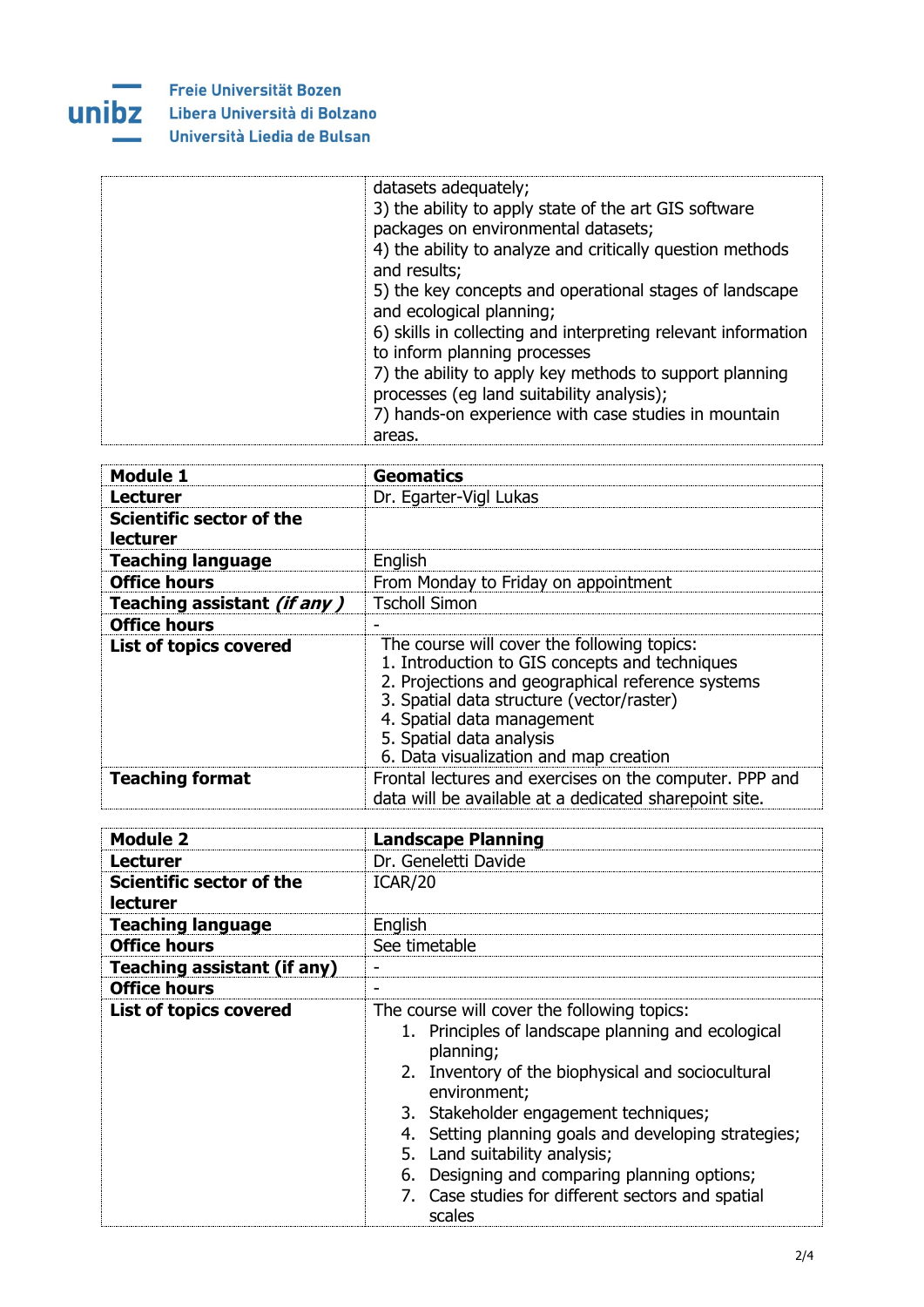| | |
|---|---|
| | datasets adequately;<br>3) the ability to apply state of the art GIS software packages on environmental datasets;<br>4) the ability to analyze and critically question methods and results;<br>5) the key concepts and operational stages of landscape and ecological planning;<br>6) skills in collecting and interpreting relevant information to inform planning processes<br>7) the ability to apply key methods to support planning processes (eg land suitability analysis);<br>7) hands-on experience with case studies in mountain areas. |

| **Module 1** | **Geomatics** |
|---|---|
| **Lecturer** | Dr. Egarter-Vigl Lukas |
| **Scientific sector of the lecturer** | |
| **Teaching language** | English |
| **Office hours** | From Monday to Friday on appointment |
| **Teaching assistant *(if any )*** | Tscholl Simon |
| **Office hours** | - |
| **List of topics covered** | The course will cover the following topics:<br>1. Introduction to GIS concepts and techniques<br>2. Projections and geographical reference systems<br>3. Spatial data structure (vector/raster)<br>4. Spatial data management<br>5. Spatial data analysis<br>6. Data visualization and map creation |
| **Teaching format** | Frontal lectures and exercises on the computer. PPP and data will be available at a dedicated sharepoint site. |

| **Module 2** | **Landscape Planning** |
|---|---|
| **Lecturer** | Dr. Geneletti Davide |
| **Scientific sector of the lecturer** | ICAR/20 |
| **Teaching language** | English |
| **Office hours** | See timetable |
| **Teaching assistant (if any)** | - |
| **Office hours** | - |
| **List of topics covered** | The course will cover the following topics:<br>1. Principles of landscape planning and ecological planning;<br>2. Inventory of the biophysical and sociocultural environment;<br>3. Stakeholder engagement techniques;<br>4. Setting planning goals and developing strategies;<br>5. Land suitability analysis;<br>6. Designing and comparing planning options;<br>7. Case studies for different sectors and spatial scales |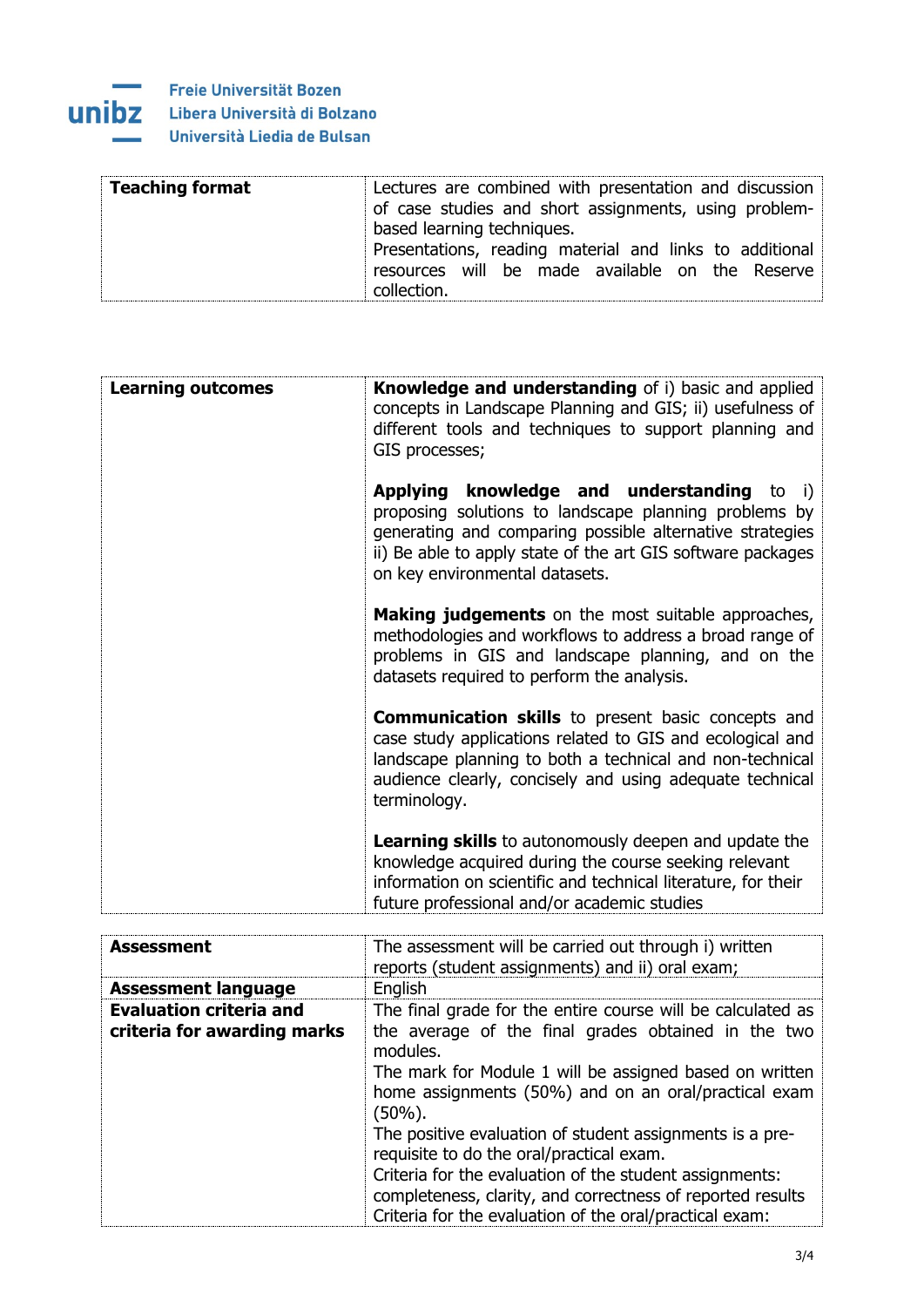| Teaching format | Lectures are combined with presentation and discussion of case studies and short assignments, using problem-based learning techniques.<br>Presentations, reading material and links to additional resources will be made available on the Reserve collection. |
|---|---|

| Learning outcomes | **Knowledge and understanding** of i) basic and applied concepts in Landscape Planning and GIS; ii) usefulness of different tools and techniques to support planning and GIS processes;<br><br>**Applying knowledge and understanding** to i) proposing solutions to landscape planning problems by generating and comparing possible alternative strategies ii) Be able to apply state of the art GIS software packages on key environmental datasets.<br><br>**Making judgements** on the most suitable approaches, methodologies and workflows to address a broad range of problems in GIS and landscape planning, and on the datasets required to perform the analysis.<br><br>**Communication skills** to present basic concepts and case study applications related to GIS and ecological and landscape planning to both a technical and non-technical audience clearly, concisely and using adequate technical terminology.<br><br>**Learning skills** to autonomously deepen and update the knowledge acquired during the course seeking relevant information on scientific and technical literature, for their future professional and/or academic studies |
|---|---|

| Assessment | The assessment will be carried out through i) written reports (student assignments) and ii) oral exam; |
|---|---|
| **Assessment language** | English |
| **Evaluation criteria and criteria for awarding marks** | The final grade for the entire course will be calculated as the average of the final grades obtained in the two modules.<br>The mark for Module 1 will be assigned based on written home assignments (50%) and on an oral/practical exam (50%).<br>The positive evaluation of student assignments is a pre-requisite to do the oral/practical exam.<br>Criteria for the evaluation of the student assignments: completeness, clarity, and correctness of reported results<br>Criteria for the evaluation of the oral/practical exam: |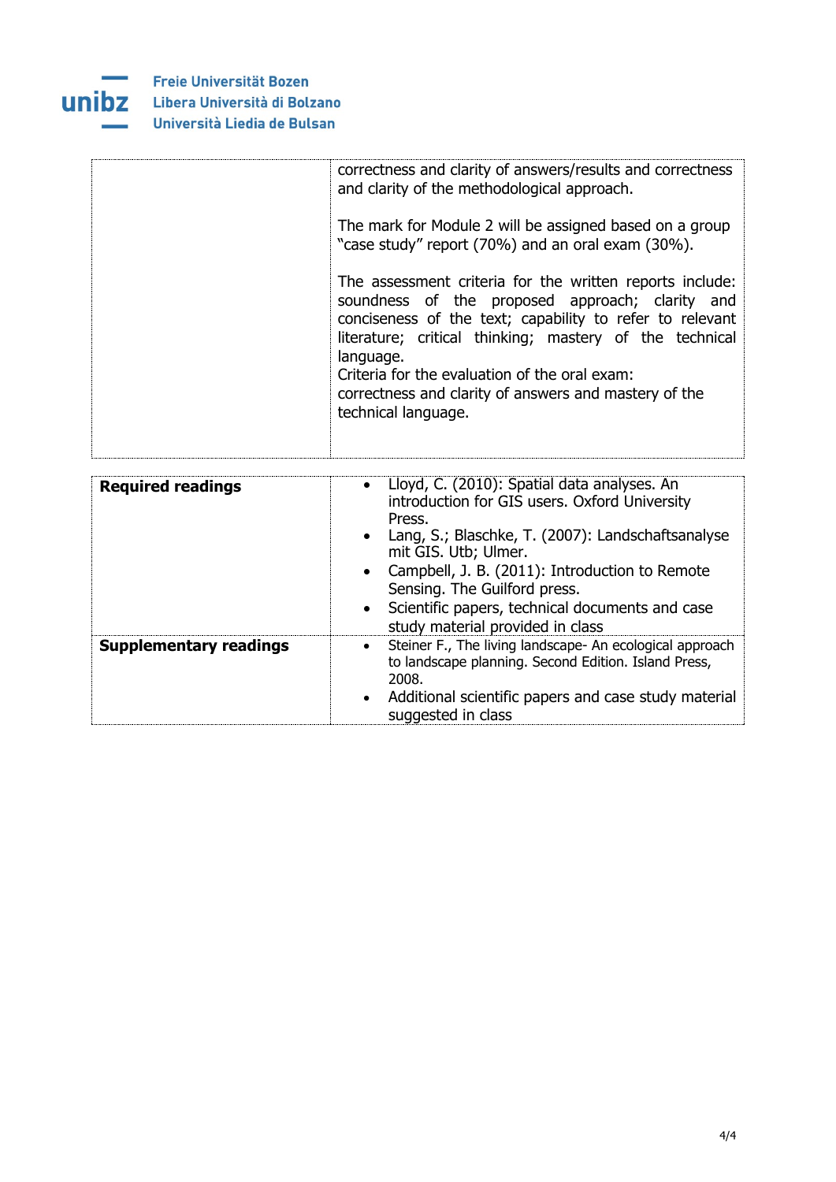| | |
|---|---|
| | correctness and clarity of answers/results and correctness and clarity of the methodological approach.<br><br>The mark for Module 2 will be assigned based on a group "case study" report (70%) and an oral exam (30%).<br><br>The assessment criteria for the written reports include: soundness of the proposed approach; clarity and conciseness of the text; capability to refer to relevant literature; critical thinking; mastery of the technical language.<br>Criteria for the evaluation of the oral exam:<br>correctness and clarity of answers and mastery of the technical language. |

| | |
|---|---|
| **Required readings** | • Lloyd, C. (2010): Spatial data analyses. An introduction for GIS users. Oxford University Press.<br>• Lang, S.; Blaschke, T. (2007): Landschaftsanalyse mit GIS. Utb; Ulmer.<br>• Campbell, J. B. (2011): Introduction to Remote Sensing. The Guilford press.<br>• Scientific papers, technical documents and case study material provided in class |
| **Supplementary readings** | • Steiner F., The living landscape- An ecological approach to landscape planning. Second Edition. Island Press, 2008.<br>• Additional scientific papers and case study material suggested in class |